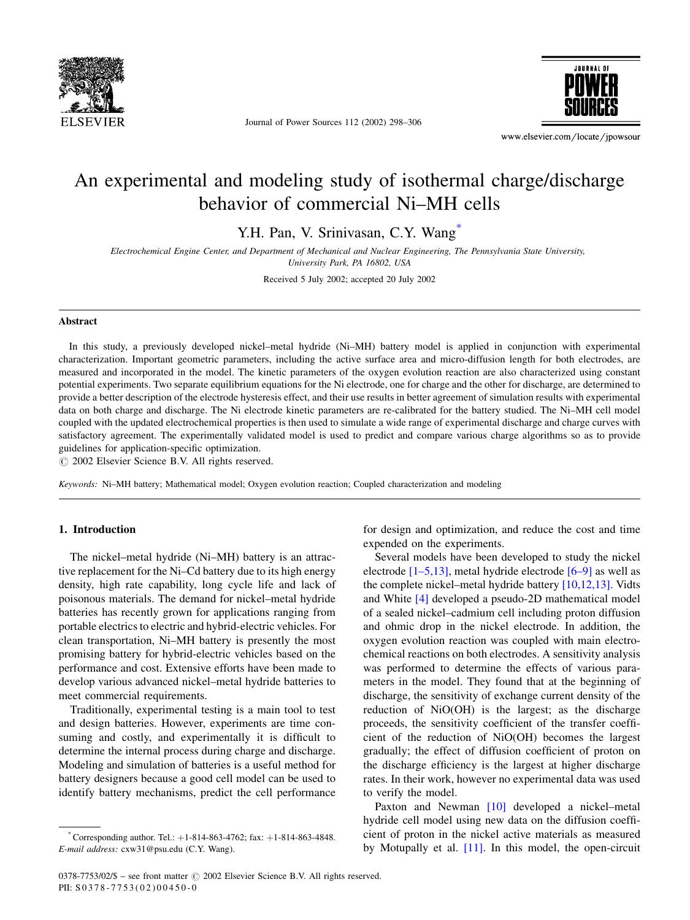# An experimental and modeling study of isothermal charge/discharge behavior of commercial Ni–MH cells

Y.H. Pan, V. Srinivasan, C.Y. Wang*

*Electrochemical Engine Center, and Department of Mechanical and Nuclear Engineering, The Pennsylvania State University, University Park, PA 16802, USA*

Received 5 July 2002; accepted 20 July 2002

## Abstract

In this study, a previously developed nickel–metal hydride (Ni–MH) battery model is applied in conjunction with experimental characterization. Important geometric parameters, including the active surface area and micro-diffusion length for both electrodes, are measured and incorporated in the model. The kinetic parameters of the oxygen evolution reaction are also characterized using constant potential experiments. Two separate equilibrium equations for the Ni electrode, one for charge and the other for discharge, are determined to provide a better description of the electrode hysteresis effect, and their use results in better agreement of simulation results with experimental data on both charge and discharge. The Ni electrode kinetic parameters are re-calibrated for the battery studied. The Ni–MH cell model coupled with the updated electrochemical properties is then used to simulate a wide range of experimental discharge and charge curves with satisfactory agreement. The experimentally validated model is used to predict and compare various charge algorithms so as to provide guidelines for application-specific optimization.

© 2002 Elsevier Science B.V. All rights reserved.

*Keywords:* Ni–MH battery; Mathematical model; Oxygen evolution reaction; Coupled characterization and modeling

## 1. Introduction

The nickel–metal hydride (Ni–MH) battery is an attractive replacement for the Ni–Cd battery due to its high energy density, high rate capability, long cycle life and lack of poisonous materials. The demand for nickel–metal hydride batteries has recently grown for applications ranging from portable electrics to electric and hybrid-electric vehicles. For clean transportation, Ni–MH battery is presently the most promising battery for hybrid-electric vehicles based on the performance and cost. Extensive efforts have been made to develop various advanced nickel–metal hydride batteries to meet commercial requirements.

Traditionally, experimental testing is a main tool to test and design batteries. However, experiments are time consuming and costly, and experimentally it is difficult to determine the internal process during charge and discharge. Modeling and simulation of batteries is a useful method for battery designers because a good cell model can be used to identify battery mechanisms, predict the cell performance for design and optimization, and reduce the cost and time expended on the experiments.

Several models have been developed to study the nickel electrode [1–5,13], metal hydride electrode [6–9] as well as the complete nickel–metal hydride battery [10,12,13]. Vidts and White [4] developed a pseudo-2D mathematical model of a sealed nickel–cadmium cell including proton diffusion and ohmic drop in the nickel electrode. In addition, the oxygen evolution reaction was coupled with main electrochemical reactions on both electrodes. A sensitivity analysis was performed to determine the effects of various parameters in the model. They found that at the beginning of discharge, the sensitivity of exchange current density of the reduction of NiO(OH) is the largest; as the discharge proceeds, the sensitivity coefficient of the transfer coefficient of the reduction of NiO(OH) becomes the largest gradually; the effect of diffusion coefficient of proton on the discharge efficiency is the largest at higher discharge rates. In their work, however no experimental data was used to verify the model.

Paxton and Newman [10] developed a nickel–metal hydride cell model using new data on the diffusion coefficient of proton in the nickel active materials as measured by Motupally et al. [11]. In this model, the open-circuit

---

* Corresponding author. Tel.: +1-814-863-4762; fax: +1-814-863-4848.
*E-mail address:* cxw31@psu.edu (C.Y. Wang).

0378-7753/02/$ – see front matter © 2002 Elsevier Science B.V. All rights reserved.
PII: S0378-7753(02)00450-0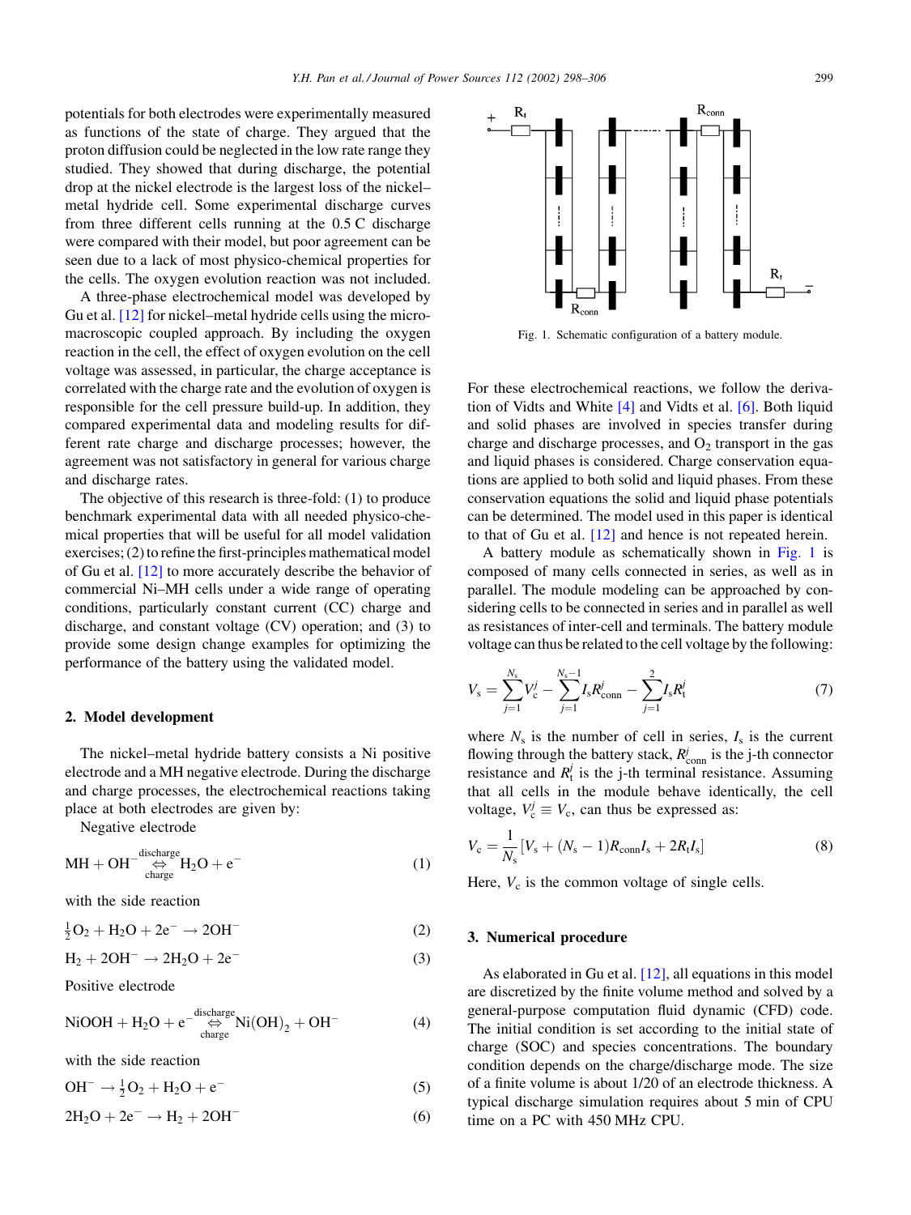potentials for both electrodes were experimentally measured as functions of the state of charge. They argued that the proton diffusion could be neglected in the low rate range they studied. They showed that during discharge, the potential drop at the nickel electrode is the largest loss of the nickel–metal hydride cell. Some experimental discharge curves from three different cells running at the 0.5 C discharge were compared with their model, but poor agreement can be seen due to a lack of most physico-chemical properties for the cells. The oxygen evolution reaction was not included.

A three-phase electrochemical model was developed by Gu et al. [12] for nickel–metal hydride cells using the micro-macroscopic coupled approach. By including the oxygen reaction in the cell, the effect of oxygen evolution on the cell voltage was assessed, in particular, the charge acceptance is correlated with the charge rate and the evolution of oxygen is responsible for the cell pressure build-up. In addition, they compared experimental data and modeling results for different rate charge and discharge processes; however, the agreement was not satisfactory in general for various charge and discharge rates.

The objective of this research is three-fold: (1) to produce benchmark experimental data with all needed physico-chemical properties that will be useful for all model validation exercises; (2) to refine the first-principles mathematical model of Gu et al. [12] to more accurately describe the behavior of commercial Ni–MH cells under a wide range of operating conditions, particularly constant current (CC) charge and discharge, and constant voltage (CV) operation; and (3) to provide some design change examples for optimizing the performance of the battery using the validated model.

## 2. Model development

The nickel–metal hydride battery consists a Ni positive electrode and a MH negative electrode. During the discharge and charge processes, the electrochemical reactions taking place at both electrodes are given by:

Negative electrode

$$\mathrm{MH} + \mathrm{OH}^- \underset{\text{charge}}{\overset{\text{discharge}}{\Leftrightarrow}} \mathrm{H_2O} + \mathrm{e}^- \tag{1}$$

with the side reaction

$$\tfrac{1}{2}\mathrm{O_2} + \mathrm{H_2O} + 2\mathrm{e}^- \rightarrow 2\mathrm{OH}^- \tag{2}$$

$$\mathrm{H_2} + 2\mathrm{OH}^- \rightarrow 2\mathrm{H_2O} + 2\mathrm{e}^- \tag{3}$$

Positive electrode

$$\mathrm{NiOOH} + \mathrm{H_2O} + \mathrm{e}^- \underset{\text{charge}}{\overset{\text{discharge}}{\Leftrightarrow}} \mathrm{Ni(OH)_2} + \mathrm{OH}^- \tag{4}$$

with the side reaction

$$\mathrm{OH}^- \rightarrow \tfrac{1}{2}\mathrm{O_2} + \mathrm{H_2O} + \mathrm{e}^- \tag{5}$$

$$2\mathrm{H_2O} + 2\mathrm{e}^- \rightarrow \mathrm{H_2} + 2\mathrm{OH}^- \tag{6}$$

Fig. 1. Schematic configuration of a battery module.

For these electrochemical reactions, we follow the derivation of Vidts and White [4] and Vidts et al. [6]. Both liquid and solid phases are involved in species transfer during charge and discharge processes, and $O_2$ transport in the gas and liquid phases is considered. Charge conservation equations are applied to both solid and liquid phases. From these conservation equations the solid and liquid phase potentials can be determined. The model used in this paper is identical to that of Gu et al. [12] and hence is not repeated herein.

A battery module as schematically shown in Fig. 1 is composed of many cells connected in series, as well as in parallel. The module modeling can be approached by considering cells to be connected in series and in parallel as well as resistances of inter-cell and terminals. The battery module voltage can thus be related to the cell voltage by the following:

$$V_s = \sum_{j=1}^{N_s} V_c^j - \sum_{j=1}^{N_s-1} I_s R_{\mathrm{conn}}^j - \sum_{j=1}^{2} I_s R_t^j \tag{7}$$

where $N_s$ is the number of cell in series, $I_s$ is the current flowing through the battery stack, $R_{\mathrm{conn}}^j$ is the j-th connector resistance and $R_t^j$ is the j-th terminal resistance. Assuming that all cells in the module behave identically, the cell voltage, $V_c^j \equiv V_c$, can thus be expressed as:

$$V_c = \frac{1}{N_s}\left[V_s + (N_s - 1)R_{\mathrm{conn}} I_s + 2R_t I_s\right] \tag{8}$$

Here, $V_c$ is the common voltage of single cells.

## 3. Numerical procedure

As elaborated in Gu et al. [12], all equations in this model are discretized by the finite volume method and solved by a general-purpose computation fluid dynamic (CFD) code. The initial condition is set according to the initial state of charge (SOC) and species concentrations. The boundary condition depends on the charge/discharge mode. The size of a finite volume is about 1/20 of an electrode thickness. A typical discharge simulation requires about 5 min of CPU time on a PC with 450 MHz CPU.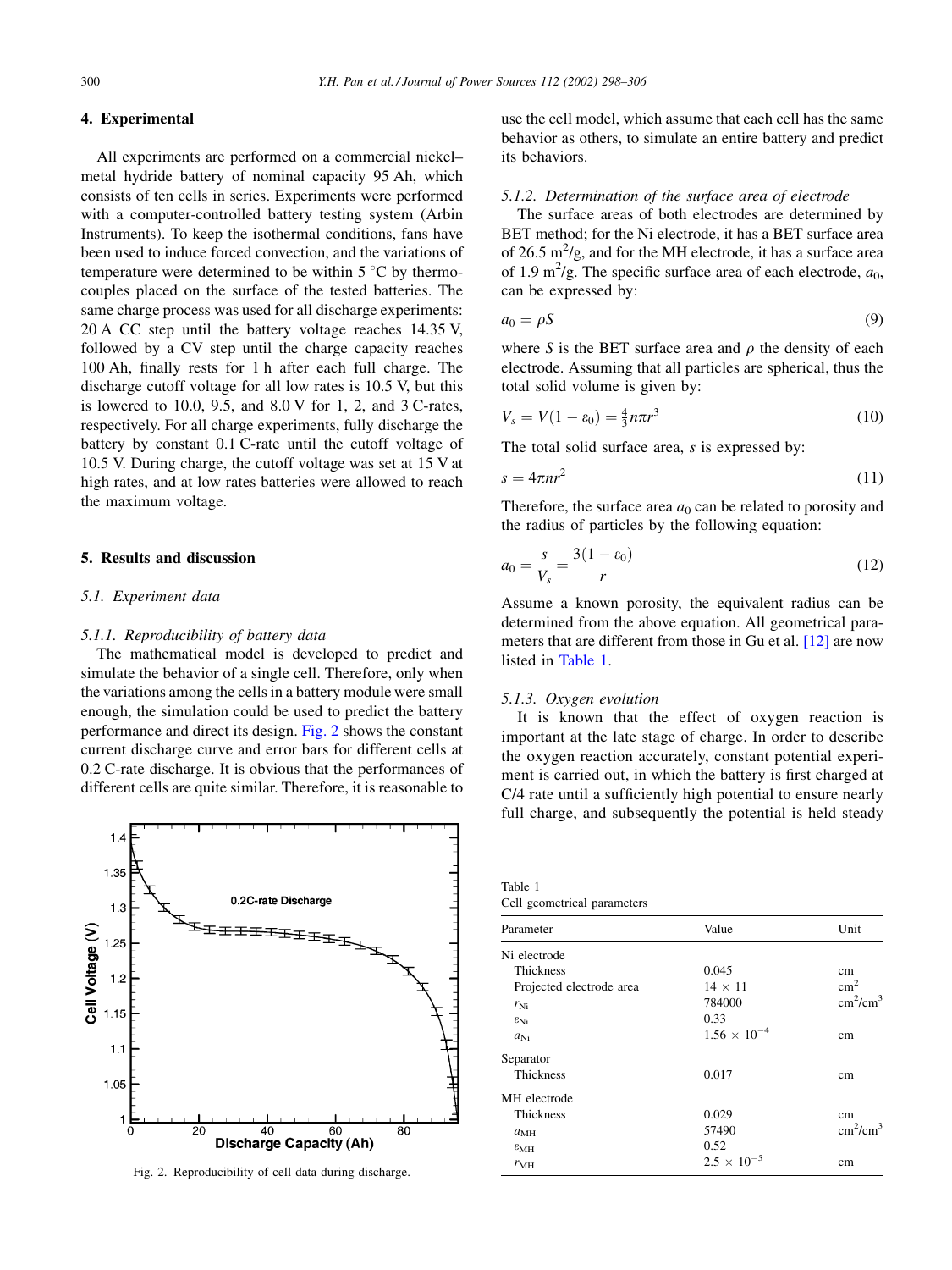## 4. Experimental

All experiments are performed on a commercial nickel–metal hydride battery of nominal capacity 95 Ah, which consists of ten cells in series. Experiments were performed with a computer-controlled battery testing system (Arbin Instruments). To keep the isothermal conditions, fans have been used to induce forced convection, and the variations of temperature were determined to be within 5 °C by thermocouples placed on the surface of the tested batteries. The same charge process was used for all discharge experiments: 20 A CC step until the battery voltage reaches 14.35 V, followed by a CV step until the charge capacity reaches 100 Ah, finally rests for 1 h after each full charge. The discharge cutoff voltage for all low rates is 10.5 V, but this is lowered to 10.0, 9.5, and 8.0 V for 1, 2, and 3 C-rates, respectively. For all charge experiments, fully discharge the battery by constant 0.1 C-rate until the cutoff voltage of 10.5 V. During charge, the cutoff voltage was set at 15 V at high rates, and at low rates batteries were allowed to reach the maximum voltage.

## 5. Results and discussion

### 5.1. Experiment data

#### 5.1.1. Reproducibility of battery data

The mathematical model is developed to predict and simulate the behavior of a single cell. Therefore, only when the variations among the cells in a battery module were small enough, the simulation could be used to predict the battery performance and direct its design. Fig. 2 shows the constant current discharge curve and error bars for different cells at 0.2 C-rate discharge. It is obvious that the performances of different cells are quite similar. Therefore, it is reasonable to use the cell model, which assume that each cell has the same behavior as others, to simulate an entire battery and predict its behaviors.

Fig. 2. Reproducibility of cell data during discharge.

#### 5.1.2. Determination of the surface area of electrode

The surface areas of both electrodes are determined by BET method; for the Ni electrode, it has a BET surface area of 26.5 $m^2$/g, and for the MH electrode, it has a surface area of 1.9 $m^2$/g. The specific surface area of each electrode, $a_0$, can be expressed by:

$$a_0 = \rho S \tag{9}$$

where $S$ is the BET surface area and $\rho$ the density of each electrode. Assuming that all particles are spherical, thus the total solid volume is given by:

$$V_s = V(1 - \varepsilon_0) = \tfrac{4}{3} n \pi r^3 \tag{10}$$

The total solid surface area, $s$ is expressed by:

$$s = 4 \pi n r^2 \tag{11}$$

Therefore, the surface area $a_0$ can be related to porosity and the radius of particles by the following equation:

$$a_0 = \frac{s}{V_s} = \frac{3(1 - \varepsilon_0)}{r} \tag{12}$$

Assume a known porosity, the equivalent radius can be determined from the above equation. All geometrical parameters that are different from those in Gu et al. [12] are now listed in Table 1.

#### 5.1.3. Oxygen evolution

It is known that the effect of oxygen reaction is important at the late stage of charge. In order to describe the oxygen reaction accurately, constant potential experiment is carried out, in which the battery is first charged at C/4 rate until a sufficiently high potential to ensure nearly full charge, and subsequently the potential is held steady

Table 1
Cell geometrical parameters

| Parameter | Value | Unit |
|---|---|---|
| Ni electrode | | |
| Thickness | 0.045 | cm |
| Projected electrode area | 14 × 11 | $cm^2$ |
| $r_{Ni}$ | 784000 | $cm^2/cm^3$ |
| $\varepsilon_{Ni}$ | 0.33 | |
| $a_{Ni}$ | $1.56 \times 10^{-4}$ | cm |
| Separator | | |
| Thickness | 0.017 | cm |
| MH electrode | | |
| Thickness | 0.029 | cm |
| $a_{MH}$ | 57490 | $cm^2/cm^3$ |
| $\varepsilon_{MH}$ | 0.52 | |
| $r_{MH}$ | $2.5 \times 10^{-5}$ | cm |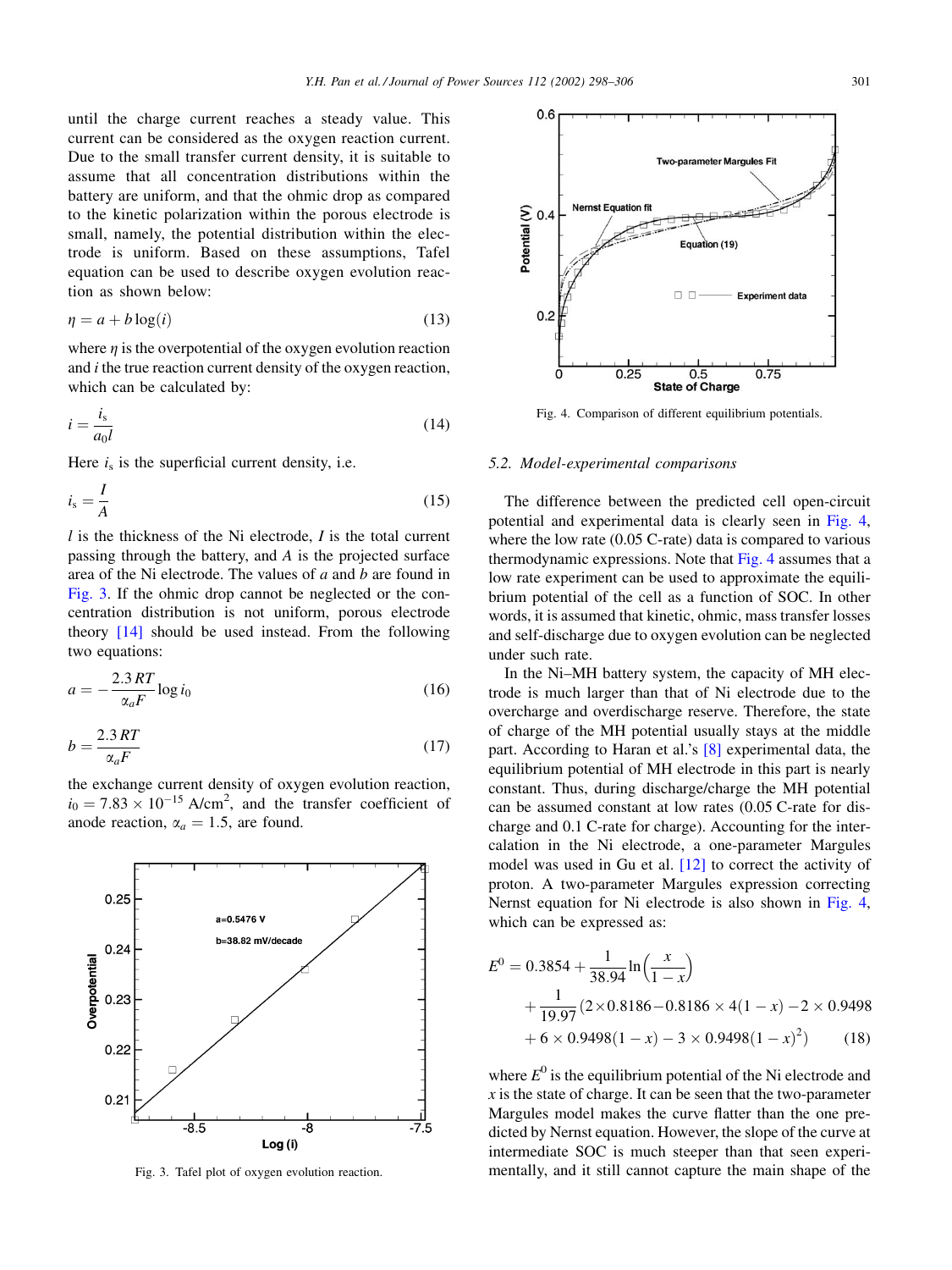until the charge current reaches a steady value. This current can be considered as the oxygen reaction current. Due to the small transfer current density, it is suitable to assume that all concentration distributions within the battery are uniform, and that the ohmic drop as compared to the kinetic polarization within the porous electrode is small, namely, the potential distribution within the electrode is uniform. Based on these assumptions, Tafel equation can be used to describe oxygen evolution reaction as shown below:

$$\eta = a + b\log(i) \tag{13}$$

where $\eta$ is the overpotential of the oxygen evolution reaction and $i$ the true reaction current density of the oxygen reaction, which can be calculated by:

$$i = \frac{i_s}{a_0 l} \tag{14}$$

Here $i_s$ is the superficial current density, i.e.

$$i_s = \frac{I}{A} \tag{15}$$

$l$ is the thickness of the Ni electrode, $I$ is the total current passing through the battery, and $A$ is the projected surface area of the Ni electrode. The values of $a$ and $b$ are found in Fig. 3. If the ohmic drop cannot be neglected or the concentration distribution is not uniform, porous electrode theory [14] should be used instead. From the following two equations:

$$a = -\frac{2.3\,RT}{\alpha_a F}\log i_0 \tag{16}$$

$$b = \frac{2.3\,RT}{\alpha_a F} \tag{17}$$

the exchange current density of oxygen evolution reaction, $i_0 = 7.83 \times 10^{-15}$ A/cm$^2$, and the transfer coefficient of anode reaction, $\alpha_a = 1.5$, are found.

Fig. 3. Tafel plot of oxygen evolution reaction.

Fig. 4. Comparison of different equilibrium potentials.

### 5.2. Model-experimental comparisons

The difference between the predicted cell open-circuit potential and experimental data is clearly seen in Fig. 4, where the low rate (0.05 C-rate) data is compared to various thermodynamic expressions. Note that Fig. 4 assumes that a low rate experiment can be used to approximate the equilibrium potential of the cell as a function of SOC. In other words, it is assumed that kinetic, ohmic, mass transfer losses and self-discharge due to oxygen evolution can be neglected under such rate.

In the Ni–MH battery system, the capacity of MH electrode is much larger than that of Ni electrode due to the overcharge and overdischarge reserve. Therefore, the state of charge of the MH potential usually stays at the middle part. According to Haran et al.'s [8] experimental data, the equilibrium potential of MH electrode in this part is nearly constant. Thus, during discharge/charge the MH potential can be assumed constant at low rates (0.05 C-rate for discharge and 0.1 C-rate for charge). Accounting for the intercalation in the Ni electrode, a one-parameter Margules model was used in Gu et al. [12] to correct the activity of proton. A two-parameter Margules expression correcting Nernst equation for Ni electrode is also shown in Fig. 4, which can be expressed as:

$$\begin{aligned} E^0 = {} & 0.3854 + \frac{1}{38.94}\ln\left(\frac{x}{1-x}\right) \\ & + \frac{1}{19.97}(2\times0.8186 - 0.8186 \times 4(1-x) - 2 \times 0.9498 \\ & + 6 \times 0.9498(1-x) - 3 \times 0.9498(1-x)^2) \end{aligned} \tag{18}$$

where $E^0$ is the equilibrium potential of the Ni electrode and $x$ is the state of charge. It can be seen that the two-parameter Margules model makes the curve flatter than the one predicted by Nernst equation. However, the slope of the curve at intermediate SOC is much steeper than that seen experimentally, and it still cannot capture the main shape of the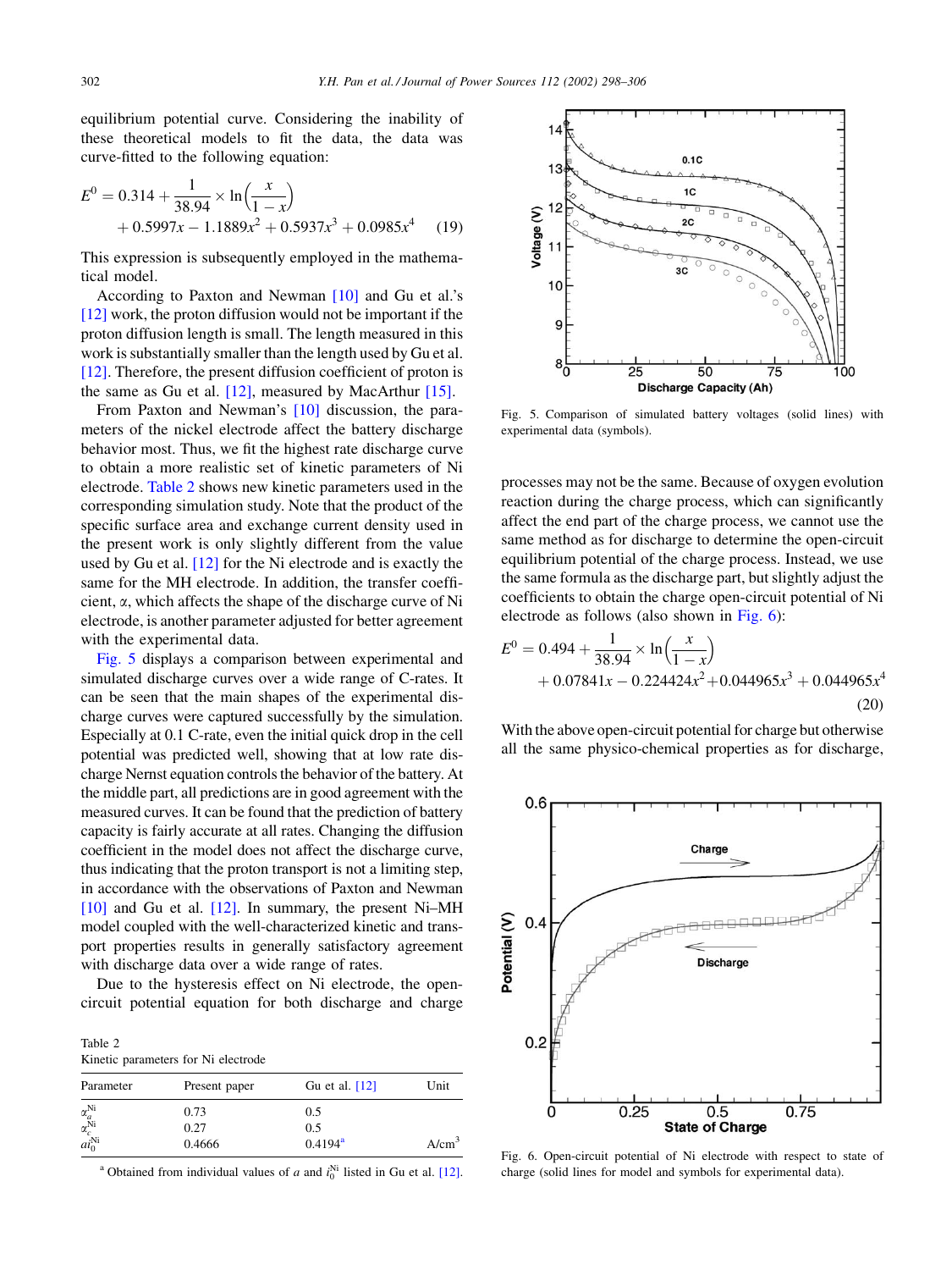equilibrium potential curve. Considering the inability of these theoretical models to fit the data, the data was curve-fitted to the following equation:

$$E^0 = 0.314 + \frac{1}{38.94} \times \ln\left(\frac{x}{1-x}\right) + 0.5997x - 1.1889x^2 + 0.5937x^3 + 0.0985x^4 \quad (19)$$

This expression is subsequently employed in the mathematical model.

According to Paxton and Newman [10] and Gu et al.'s [12] work, the proton diffusion would not be important if the proton diffusion length is small. The length measured in this work is substantially smaller than the length used by Gu et al. [12]. Therefore, the present diffusion coefficient of proton is the same as Gu et al. [12], measured by MacArthur [15].

From Paxton and Newman's [10] discussion, the parameters of the nickel electrode affect the battery discharge behavior most. Thus, we fit the highest rate discharge curve to obtain a more realistic set of kinetic parameters of Ni electrode. Table 2 shows new kinetic parameters used in the corresponding simulation study. Note that the product of the specific surface area and exchange current density used in the present work is only slightly different from the value used by Gu et al. [12] for the Ni electrode and is exactly the same for the MH electrode. In addition, the transfer coefficient, $\alpha$, which affects the shape of the discharge curve of Ni electrode, is another parameter adjusted for better agreement with the experimental data.

Fig. 5 displays a comparison between experimental and simulated discharge curves over a wide range of C-rates. It can be seen that the main shapes of the experimental discharge curves were captured successfully by the simulation. Especially at 0.1 C-rate, even the initial quick drop in the cell potential was predicted well, showing that at low rate discharge Nernst equation controls the behavior of the battery. At the middle part, all predictions are in good agreement with the measured curves. It can be found that the prediction of battery capacity is fairly accurate at all rates. Changing the diffusion coefficient in the model does not affect the discharge curve, thus indicating that the proton transport is not a limiting step, in accordance with the observations of Paxton and Newman [10] and Gu et al. [12]. In summary, the present Ni–MH model coupled with the well-characterized kinetic and transport properties results in generally satisfactory agreement with discharge data over a wide range of rates.

Due to the hysteresis effect on Ni electrode, the open-circuit potential equation for both discharge and charge

Table 2
Kinetic parameters for Ni electrode

| Parameter | Present paper | Gu et al. [12] | Unit |
|---|---|---|---|
| $\alpha_a^{Ni}$ | 0.73 | 0.5 | |
| $\alpha_c^{Ni}$ | 0.27 | 0.5 | |
| $ai_0^{Ni}$ | 0.4666 | 0.4194[a] | A/cm$^3$ |

[a] Obtained from individual values of $a$ and $i_0^{Ni}$ listed in Gu et al. [12].

Fig. 5. Comparison of simulated battery voltages (solid lines) with experimental data (symbols).

processes may not be the same. Because of oxygen evolution reaction during the charge process, which can significantly affect the end part of the charge process, we cannot use the same method as for discharge to determine the open-circuit equilibrium potential of the charge process. Instead, we use the same formula as the discharge part, but slightly adjust the coefficients to obtain the charge open-circuit potential of Ni electrode as follows (also shown in Fig. 6):

$$E^0 = 0.494 + \frac{1}{38.94} \times \ln\left(\frac{x}{1-x}\right) + 0.07841x - 0.224424x^2 + 0.044965x^3 + 0.044965x^4 \quad (20)$$

With the above open-circuit potential for charge but otherwise all the same physico-chemical properties as for discharge,

Fig. 6. Open-circuit potential of Ni electrode with respect to state of charge (solid lines for model and symbols for experimental data).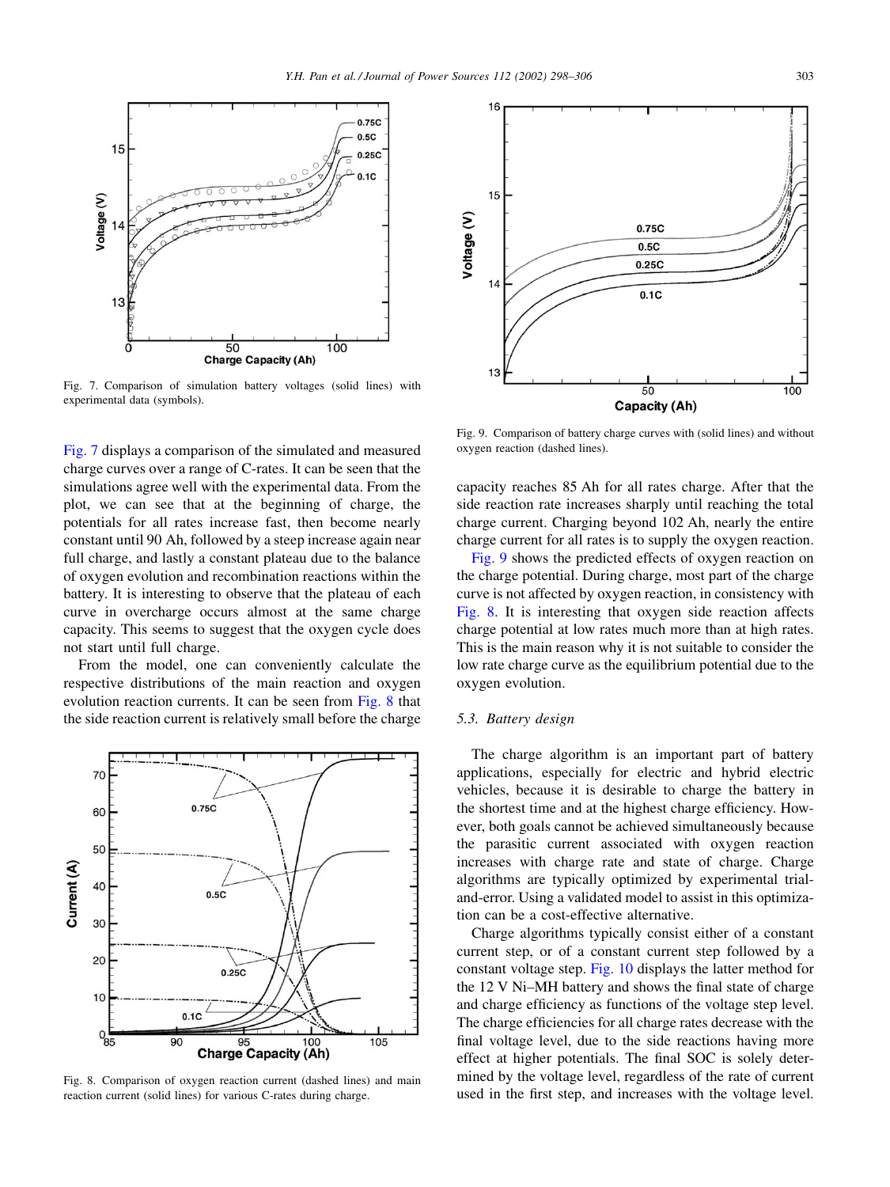Fig. 7. Comparison of simulation battery voltages (solid lines) with experimental data (symbols).

Fig. 7 displays a comparison of the simulated and measured charge curves over a range of C-rates. It can be seen that the simulations agree well with the experimental data. From the plot, we can see that at the beginning of charge, the potentials for all rates increase fast, then become nearly constant until 90 Ah, followed by a steep increase again near full charge, and lastly a constant plateau due to the balance of oxygen evolution and recombination reactions within the battery. It is interesting to observe that the plateau of each curve in overcharge occurs almost at the same charge capacity. This seems to suggest that the oxygen cycle does not start until full charge.

From the model, one can conveniently calculate the respective distributions of the main reaction and oxygen evolution reaction currents. It can be seen from Fig. 8 that the side reaction current is relatively small before the charge capacity reaches 85 Ah for all rates charge. After that the side reaction rate increases sharply until reaching the total charge current. Charging beyond 102 Ah, nearly the entire charge current for all rates is to supply the oxygen reaction.

Fig. 8. Comparison of oxygen reaction current (dashed lines) and main reaction current (solid lines) for various C-rates during charge.

Fig. 9. Comparison of battery charge curves with (solid lines) and without oxygen reaction (dashed lines).

Fig. 9 shows the predicted effects of oxygen reaction on the charge potential. During charge, most part of the charge curve is not affected by oxygen reaction, in consistency with Fig. 8. It is interesting that oxygen side reaction affects charge potential at low rates much more than at high rates. This is the main reason why it is not suitable to consider the low rate charge curve as the equilibrium potential due to the oxygen evolution.

### 5.3. Battery design

The charge algorithm is an important part of battery applications, especially for electric and hybrid electric vehicles, because it is desirable to charge the battery in the shortest time and at the highest charge efficiency. However, both goals cannot be achieved simultaneously because the parasitic current associated with oxygen reaction increases with charge rate and state of charge. Charge algorithms are typically optimized by experimental trial-and-error. Using a validated model to assist in this optimization can be a cost-effective alternative.

Charge algorithms typically consist either of a constant current step, or of a constant current step followed by a constant voltage step. Fig. 10 displays the latter method for the 12 V Ni–MH battery and shows the final state of charge and charge efficiency as functions of the voltage step level. The charge efficiencies for all charge rates decrease with the final voltage level, due to the side reactions having more effect at higher potentials. The final SOC is solely determined by the voltage level, regardless of the rate of current used in the first step, and increases with the voltage level.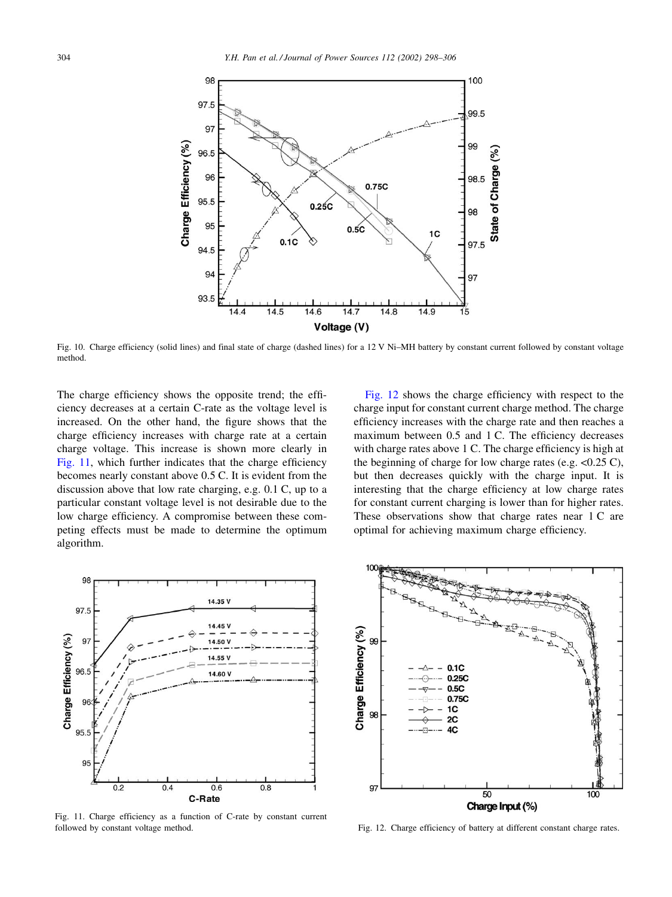Fig. 10. Charge efficiency (solid lines) and final state of charge (dashed lines) for a 12 V Ni–MH battery by constant current followed by constant voltage method.

The charge efficiency shows the opposite trend; the efficiency decreases at a certain C-rate as the voltage level is increased. On the other hand, the figure shows that the charge efficiency increases with charge rate at a certain charge voltage. This increase is shown more clearly in Fig. 11, which further indicates that the charge efficiency becomes nearly constant above 0.5 C. It is evident from the discussion above that low rate charging, e.g. 0.1 C, up to a particular constant voltage level is not desirable due to the low charge efficiency. A compromise between these competing effects must be made to determine the optimum algorithm.

Fig. 12 shows the charge efficiency with respect to the charge input for constant current charge method. The charge efficiency increases with the charge rate and then reaches a maximum between 0.5 and 1 C. The efficiency decreases with charge rates above 1 C. The charge efficiency is high at the beginning of charge for low charge rates (e.g. <0.25 C), but then decreases quickly with the charge input. It is interesting that the charge efficiency at low charge rates for constant current charging is lower than for higher rates. These observations show that charge rates near 1 C are optimal for achieving maximum charge efficiency.

Fig. 11. Charge efficiency as a function of C-rate by constant current followed by constant voltage method.

Fig. 12. Charge efficiency of battery at different constant charge rates.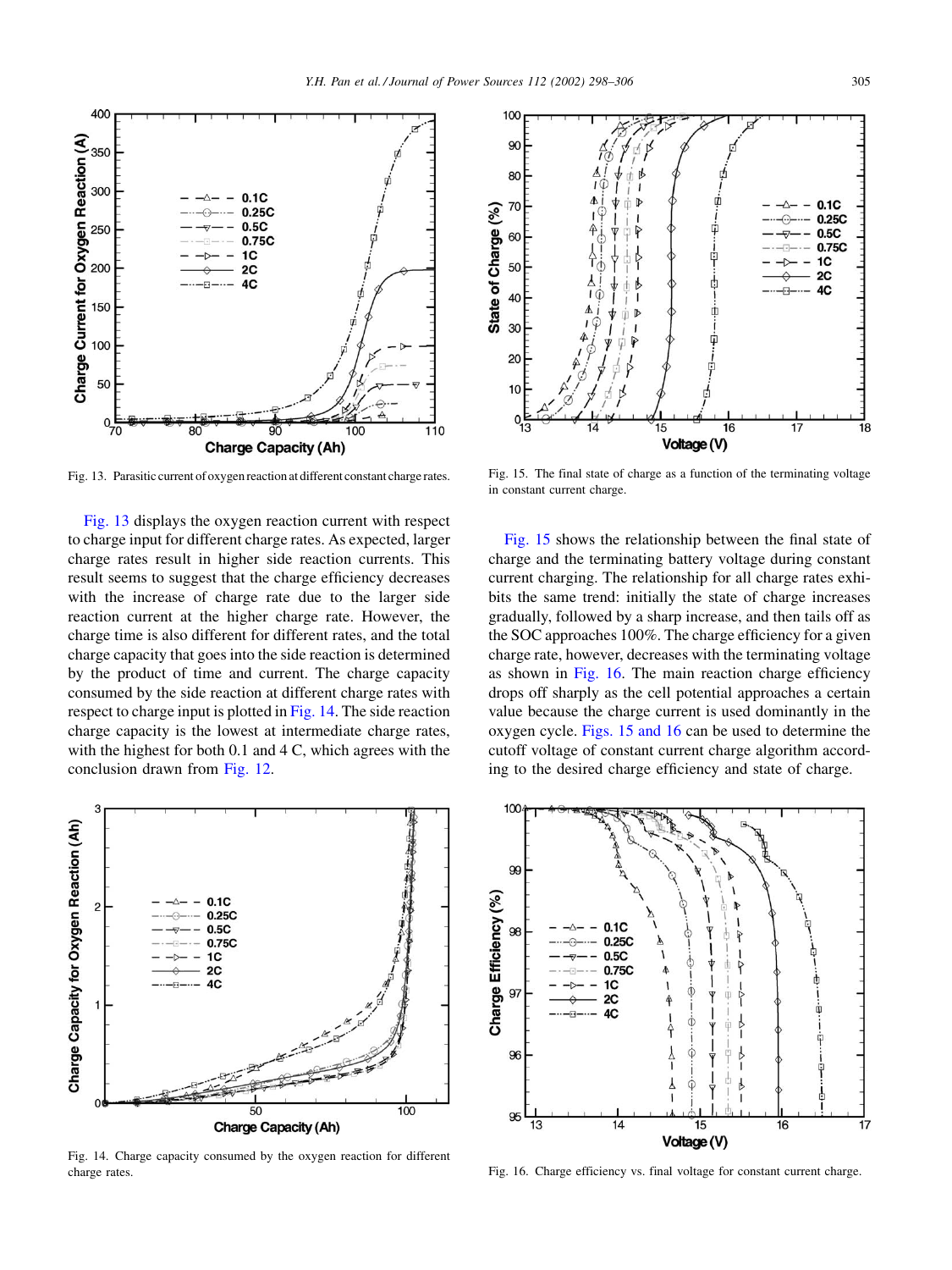Fig. 13. Parasitic current of oxygen reaction at different constant charge rates.

Fig. 13 displays the oxygen reaction current with respect to charge input for different charge rates. As expected, larger charge rates result in higher side reaction currents. This result seems to suggest that the charge efficiency decreases with the increase of charge rate due to the larger side reaction current at the higher charge rate. However, the charge time is also different for different rates, and the total charge capacity that goes into the side reaction is determined by the product of time and current. The charge capacity consumed by the side reaction at different charge rates with respect to charge input is plotted in Fig. 14. The side reaction charge capacity is the lowest at intermediate charge rates, with the highest for both 0.1 and 4 C, which agrees with the conclusion drawn from Fig. 12.

Fig. 14. Charge capacity consumed by the oxygen reaction for different charge rates.

Fig. 15. The final state of charge as a function of the terminating voltage in constant current charge.

Fig. 15 shows the relationship between the final state of charge and the terminating battery voltage during constant current charging. The relationship for all charge rates exhibits the same trend: initially the state of charge increases gradually, followed by a sharp increase, and then tails off as the SOC approaches 100%. The charge efficiency for a given charge rate, however, decreases with the terminating voltage as shown in Fig. 16. The main reaction charge efficiency drops off sharply as the cell potential approaches a certain value because the charge current is used dominantly in the oxygen cycle. Figs. 15 and 16 can be used to determine the cutoff voltage of constant current charge algorithm according to the desired charge efficiency and state of charge.

Fig. 16. Charge efficiency vs. final voltage for constant current charge.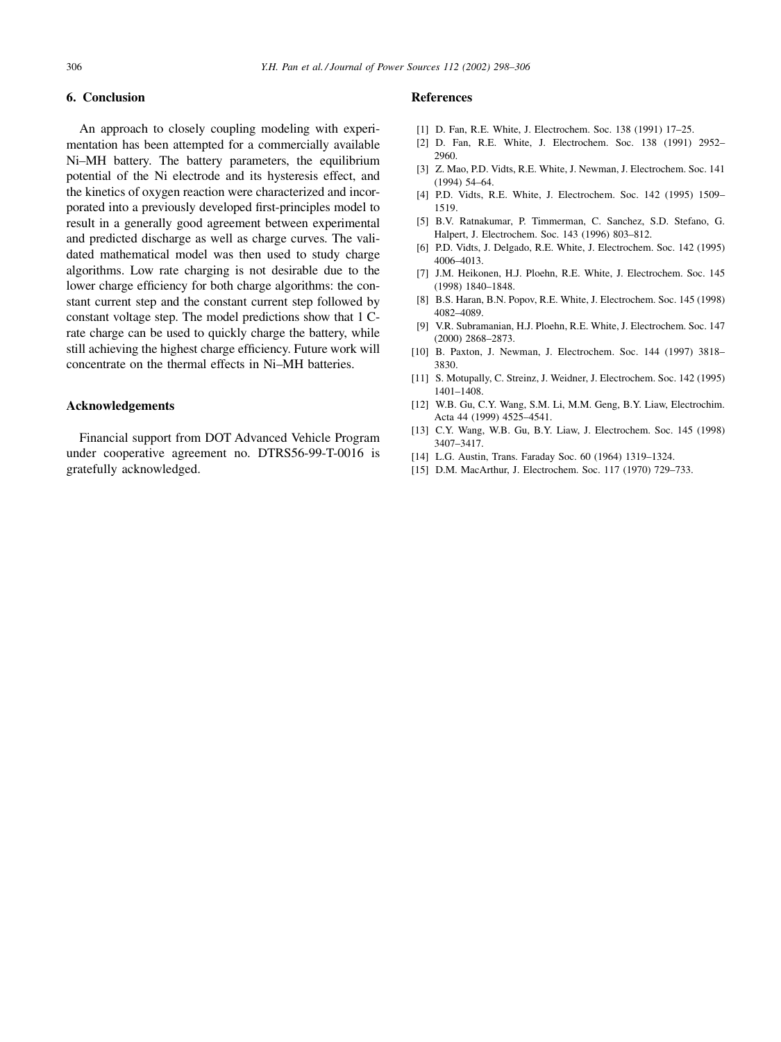## 6. Conclusion

An approach to closely coupling modeling with experimentation has been attempted for a commercially available Ni–MH battery. The battery parameters, the equilibrium potential of the Ni electrode and its hysteresis effect, and the kinetics of oxygen reaction were characterized and incorporated into a previously developed first-principles model to result in a generally good agreement between experimental and predicted discharge as well as charge curves. The validated mathematical model was then used to study charge algorithms. Low rate charging is not desirable due to the lower charge efficiency for both charge algorithms: the constant current step and the constant current step followed by constant voltage step. The model predictions show that 1 C-rate charge can be used to quickly charge the battery, while still achieving the highest charge efficiency. Future work will concentrate on the thermal effects in Ni–MH batteries.

## Acknowledgements

Financial support from DOT Advanced Vehicle Program under cooperative agreement no. DTRS56-99-T-0016 is gratefully acknowledged.

## References

[1] D. Fan, R.E. White, J. Electrochem. Soc. 138 (1991) 17–25.

[2] D. Fan, R.E. White, J. Electrochem. Soc. 138 (1991) 2952–2960.

[3] Z. Mao, P.D. Vidts, R.E. White, J. Newman, J. Electrochem. Soc. 141 (1994) 54–64.

[4] P.D. Vidts, R.E. White, J. Electrochem. Soc. 142 (1995) 1509–1519.

[5] B.V. Ratnakumar, P. Timmerman, C. Sanchez, S.D. Stefano, G. Halpert, J. Electrochem. Soc. 143 (1996) 803–812.

[6] P.D. Vidts, J. Delgado, R.E. White, J. Electrochem. Soc. 142 (1995) 4006–4013.

[7] J.M. Heikonen, H.J. Ploehn, R.E. White, J. Electrochem. Soc. 145 (1998) 1840–1848.

[8] B.S. Haran, B.N. Popov, R.E. White, J. Electrochem. Soc. 145 (1998) 4082–4089.

[9] V.R. Subramanian, H.J. Ploehn, R.E. White, J. Electrochem. Soc. 147 (2000) 2868–2873.

[10] B. Paxton, J. Newman, J. Electrochem. Soc. 144 (1997) 3818–3830.

[11] S. Motupally, C. Streinz, J. Weidner, J. Electrochem. Soc. 142 (1995) 1401–1408.

[12] W.B. Gu, C.Y. Wang, S.M. Li, M.M. Geng, B.Y. Liaw, Electrochim. Acta 44 (1999) 4525–4541.

[13] C.Y. Wang, W.B. Gu, B.Y. Liaw, J. Electrochem. Soc. 145 (1998) 3407–3417.

[14] L.G. Austin, Trans. Faraday Soc. 60 (1964) 1319–1324.

[15] D.M. MacArthur, J. Electrochem. Soc. 117 (1970) 729–733.